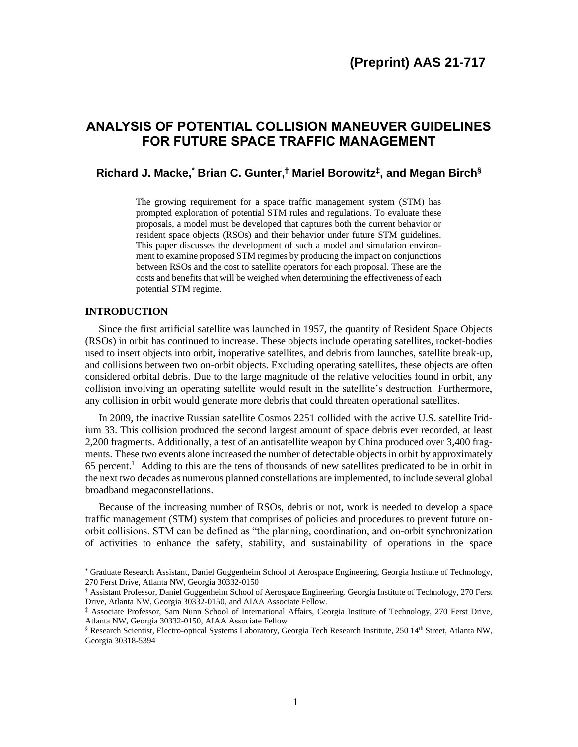(Preprint) AAS 21-717

# ANALYSIS OF POTENTIAL COLLISION MANEUVER GUIDELINES FOR FUTURE SPACE TRAFFIC MANAGEMENT

**Richard J. Macke,[*] Brian C. Gunter,[†] Mariel Borowitz[‡], and Megan Birch[§]**

The growing requirement for a space traffic management system (STM) has prompted exploration of potential STM rules and regulations. To evaluate these proposals, a model must be developed that captures both the current behavior or resident space objects (RSOs) and their behavior under future STM guidelines. This paper discusses the development of such a model and simulation environment to examine proposed STM regimes by producing the impact on conjunctions between RSOs and the cost to satellite operators for each proposal. These are the costs and benefits that will be weighed when determining the effectiveness of each potential STM regime.

## INTRODUCTION

Since the first artificial satellite was launched in 1957, the quantity of Resident Space Objects (RSOs) in orbit has continued to increase. These objects include operating satellites, rocket-bodies used to insert objects into orbit, inoperative satellites, and debris from launches, satellite break-up, and collisions between two on-orbit objects. Excluding operating satellites, these objects are often considered orbital debris. Due to the large magnitude of the relative velocities found in orbit, any collision involving an operating satellite would result in the satellite's destruction. Furthermore, any collision in orbit would generate more debris that could threaten operational satellites.

In 2009, the inactive Russian satellite Cosmos 2251 collided with the active U.S. satellite Iridium 33. This collision produced the second largest amount of space debris ever recorded, at least 2,200 fragments. Additionally, a test of an antisatellite weapon by China produced over 3,400 fragments. These two events alone increased the number of detectable objects in orbit by approximately 65 percent.[1] Adding to this are the tens of thousands of new satellites predicated to be in orbit in the next two decades as numerous planned constellations are implemented, to include several global broadband megaconstellations.

Because of the increasing number of RSOs, debris or not, work is needed to develop a space traffic management (STM) system that comprises of policies and procedures to prevent future on-orbit collisions. STM can be defined as "the planning, coordination, and on-orbit synchronization of activities to enhance the safety, stability, and sustainability of operations in the space

---

[*] Graduate Research Assistant, Daniel Guggenheim School of Aerospace Engineering, Georgia Institute of Technology, 270 Ferst Drive, Atlanta NW, Georgia 30332-0150

[†] Assistant Professor, Daniel Guggenheim School of Aerospace Engineering. Georgia Institute of Technology, 270 Ferst Drive, Atlanta NW, Georgia 30332-0150, and AIAA Associate Fellow.

[‡] Associate Professor, Sam Nunn School of International Affairs, Georgia Institute of Technology, 270 Ferst Drive, Atlanta NW, Georgia 30332-0150, AIAA Associate Fellow

[§] Research Scientist, Electro-optical Systems Laboratory, Georgia Tech Research Institute, 250 14th Street, Atlanta NW, Georgia 30318-5394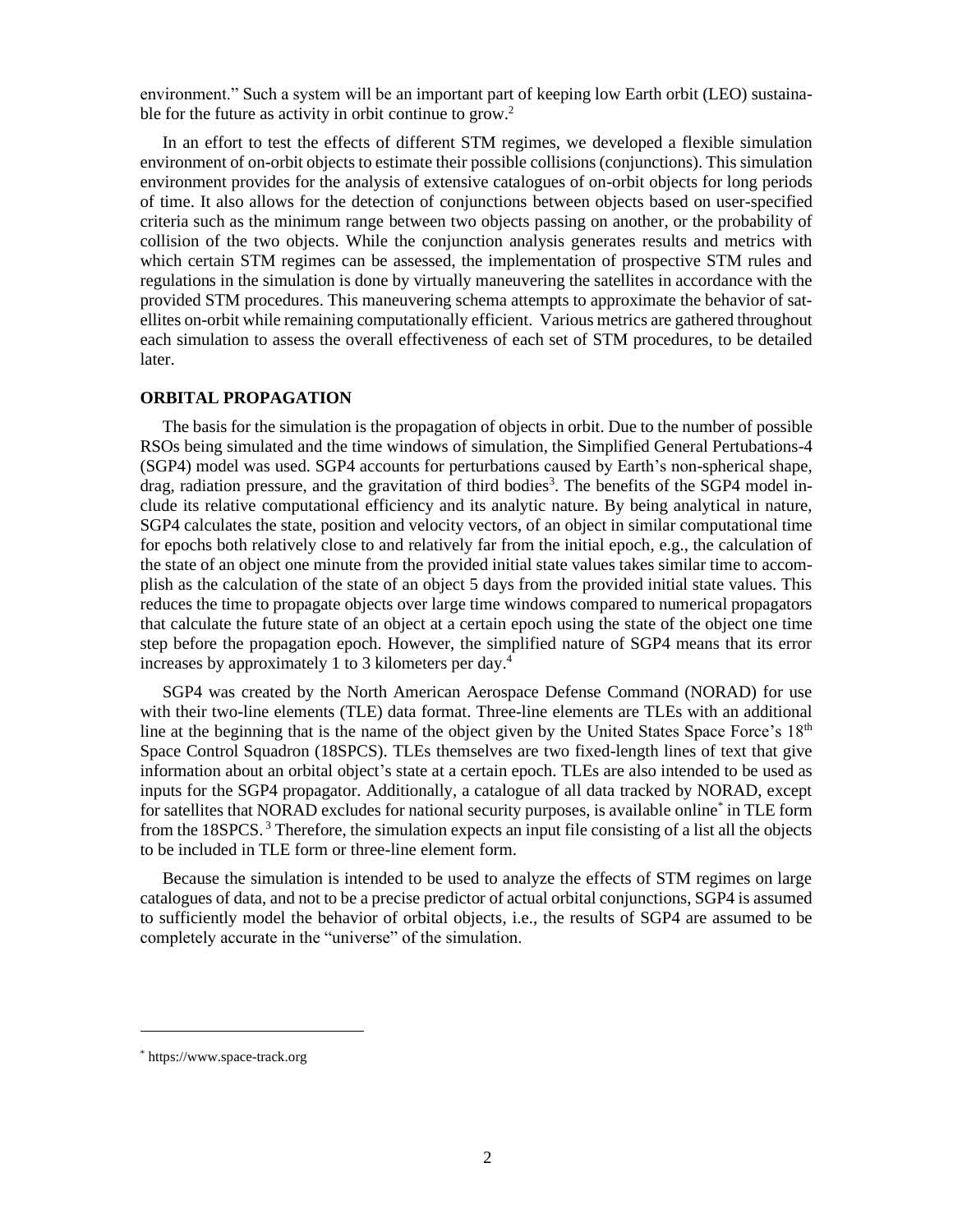environment." Such a system will be an important part of keeping low Earth orbit (LEO) sustainable for the future as activity in orbit continue to grow.[2]

In an effort to test the effects of different STM regimes, we developed a flexible simulation environment of on-orbit objects to estimate their possible collisions (conjunctions). This simulation environment provides for the analysis of extensive catalogues of on-orbit objects for long periods of time. It also allows for the detection of conjunctions between objects based on user-specified criteria such as the minimum range between two objects passing on another, or the probability of collision of the two objects. While the conjunction analysis generates results and metrics with which certain STM regimes can be assessed, the implementation of prospective STM rules and regulations in the simulation is done by virtually maneuvering the satellites in accordance with the provided STM procedures. This maneuvering schema attempts to approximate the behavior of satellites on-orbit while remaining computationally efficient. Various metrics are gathered throughout each simulation to assess the overall effectiveness of each set of STM procedures, to be detailed later.

## ORBITAL PROPAGATION

The basis for the simulation is the propagation of objects in orbit. Due to the number of possible RSOs being simulated and the time windows of simulation, the Simplified General Pertubations-4 (SGP4) model was used. SGP4 accounts for perturbations caused by Earth's non-spherical shape, drag, radiation pressure, and the gravitation of third bodies[3]. The benefits of the SGP4 model include its relative computational efficiency and its analytic nature. By being analytical in nature, SGP4 calculates the state, position and velocity vectors, of an object in similar computational time for epochs both relatively close to and relatively far from the initial epoch, e.g., the calculation of the state of an object one minute from the provided initial state values takes similar time to accomplish as the calculation of the state of an object 5 days from the provided initial state values. This reduces the time to propagate objects over large time windows compared to numerical propagators that calculate the future state of an object at a certain epoch using the state of the object one time step before the propagation epoch. However, the simplified nature of SGP4 means that its error increases by approximately 1 to 3 kilometers per day.[4]

SGP4 was created by the North American Aerospace Defense Command (NORAD) for use with their two-line elements (TLE) data format. Three-line elements are TLEs with an additional line at the beginning that is the name of the object given by the United States Space Force's 18th Space Control Squadron (18SPCS). TLEs themselves are two fixed-length lines of text that give information about an orbital object's state at a certain epoch. TLEs are also intended to be used as inputs for the SGP4 propagator. Additionally, a catalogue of all data tracked by NORAD, except for satellites that NORAD excludes for national security purposes, is available online[*] in TLE form from the 18SPCS.[3] Therefore, the simulation expects an input file consisting of a list all the objects to be included in TLE form or three-line element form.

Because the simulation is intended to be used to analyze the effects of STM regimes on large catalogues of data, and not to be a precise predictor of actual orbital conjunctions, SGP4 is assumed to sufficiently model the behavior of orbital objects, i.e., the results of SGP4 are assumed to be completely accurate in the "universe" of the simulation.

---

[*] https://www.space-track.org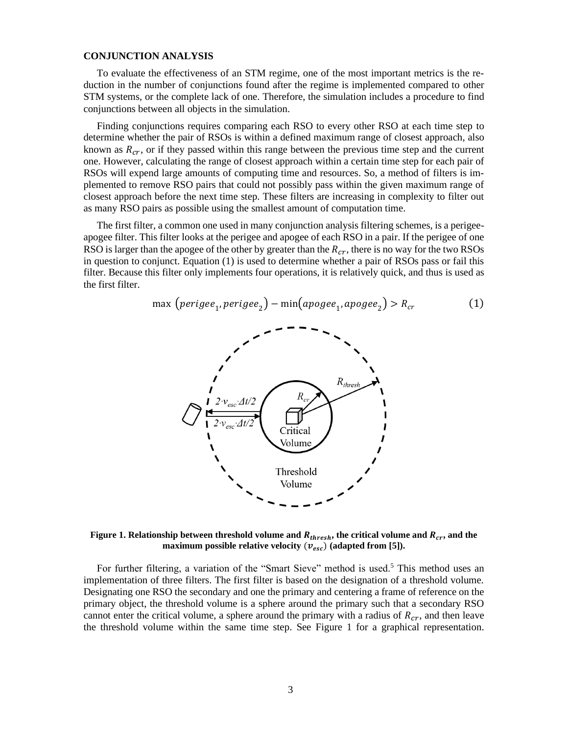**CONJUNCTION ANALYSIS**

To evaluate the effectiveness of an STM regime, one of the most important metrics is the reduction in the number of conjunctions found after the regime is implemented compared to other STM systems, or the complete lack of one. Therefore, the simulation includes a procedure to find conjunctions between all objects in the simulation.

Finding conjunctions requires comparing each RSO to every other RSO at each time step to determine whether the pair of RSOs is within a defined maximum range of closest approach, also known as $R_{cr}$, or if they passed within this range between the previous time step and the current one. However, calculating the range of closest approach within a certain time step for each pair of RSOs will expend large amounts of computing time and resources. So, a method of filters is implemented to remove RSO pairs that could not possibly pass within the given maximum range of closest approach before the next time step. These filters are increasing in complexity to filter out as many RSO pairs as possible using the smallest amount of computation time.

The first filter, a common one used in many conjunction analysis filtering schemes, is a perigee-apogee filter. This filter looks at the perigee and apogee of each RSO in a pair. If the perigee of one RSO is larger than the apogee of the other by greater than the $R_{cr}$, there is no way for the two RSOs in question to conjunct. Equation (1) is used to determine whether a pair of RSOs pass or fail this filter. Because this filter only implements four operations, it is relatively quick, and thus is used as the first filter.

$$\max\left(perigee_1, perigee_2\right) - \min\left(apogee_1, apogee_2\right) > R_{cr} \tag{1}$$

**Figure 1. Relationship between threshold volume and $R_{thresh}$, the critical volume and $R_{cr}$, and the maximum possible relative velocity ($v_{esc}$) (adapted from [5]).**

For further filtering, a variation of the "Smart Sieve" method is used.[5] This method uses an implementation of three filters. The first filter is based on the designation of a threshold volume. Designating one RSO the secondary and one the primary and centering a frame of reference on the primary object, the threshold volume is a sphere around the primary such that a secondary RSO cannot enter the critical volume, a sphere around the primary with a radius of $R_{cr}$, and then leave the threshold volume within the same time step. See Figure 1 for a graphical representation.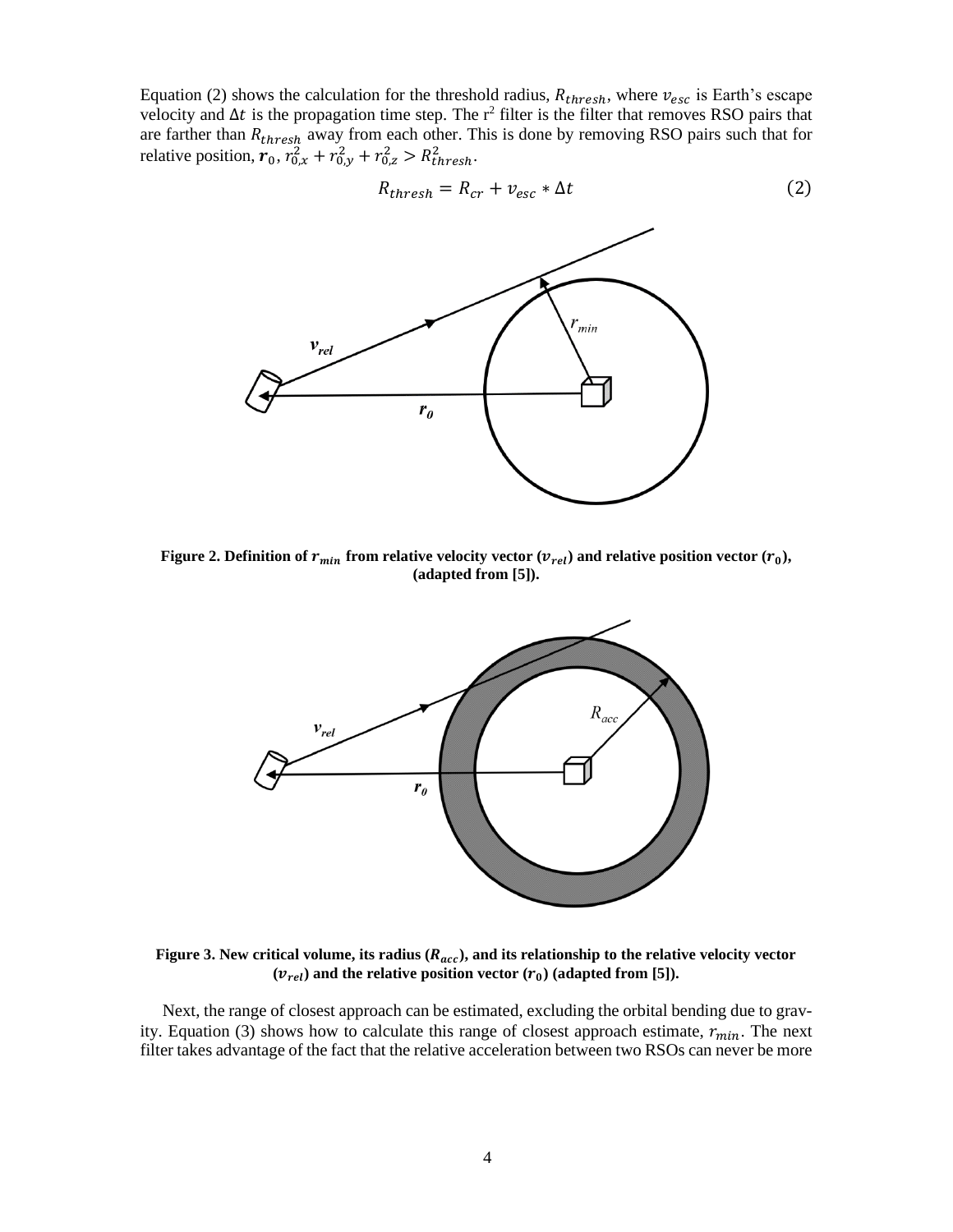Equation (2) shows the calculation for the threshold radius, $R_{thresh}$, where $v_{esc}$ is Earth's escape velocity and $\Delta t$ is the propagation time step. The $r^2$ filter is the filter that removes RSO pairs that are farther than $R_{thresh}$ away from each other. This is done by removing RSO pairs such that for relative position, $\boldsymbol{r}_0$, $r_{0,x}^2 + r_{0,y}^2 + r_{0,z}^2 > R_{thresh}^2$.

$$R_{thresh} = R_{cr} + v_{esc} * \Delta t \tag{2}$$

**Figure 2. Definition of $r_{min}$ from relative velocity vector ($v_{rel}$) and relative position vector ($r_0$), (adapted from [5]).**

**Figure 3. New critical volume, its radius ($R_{acc}$), and its relationship to the relative velocity vector ($v_{rel}$) and the relative position vector ($r_0$) (adapted from [5]).**

Next, the range of closest approach can be estimated, excluding the orbital bending due to gravity. Equation (3) shows how to calculate this range of closest approach estimate, $r_{min}$. The next filter takes advantage of the fact that the relative acceleration between two RSOs can never be more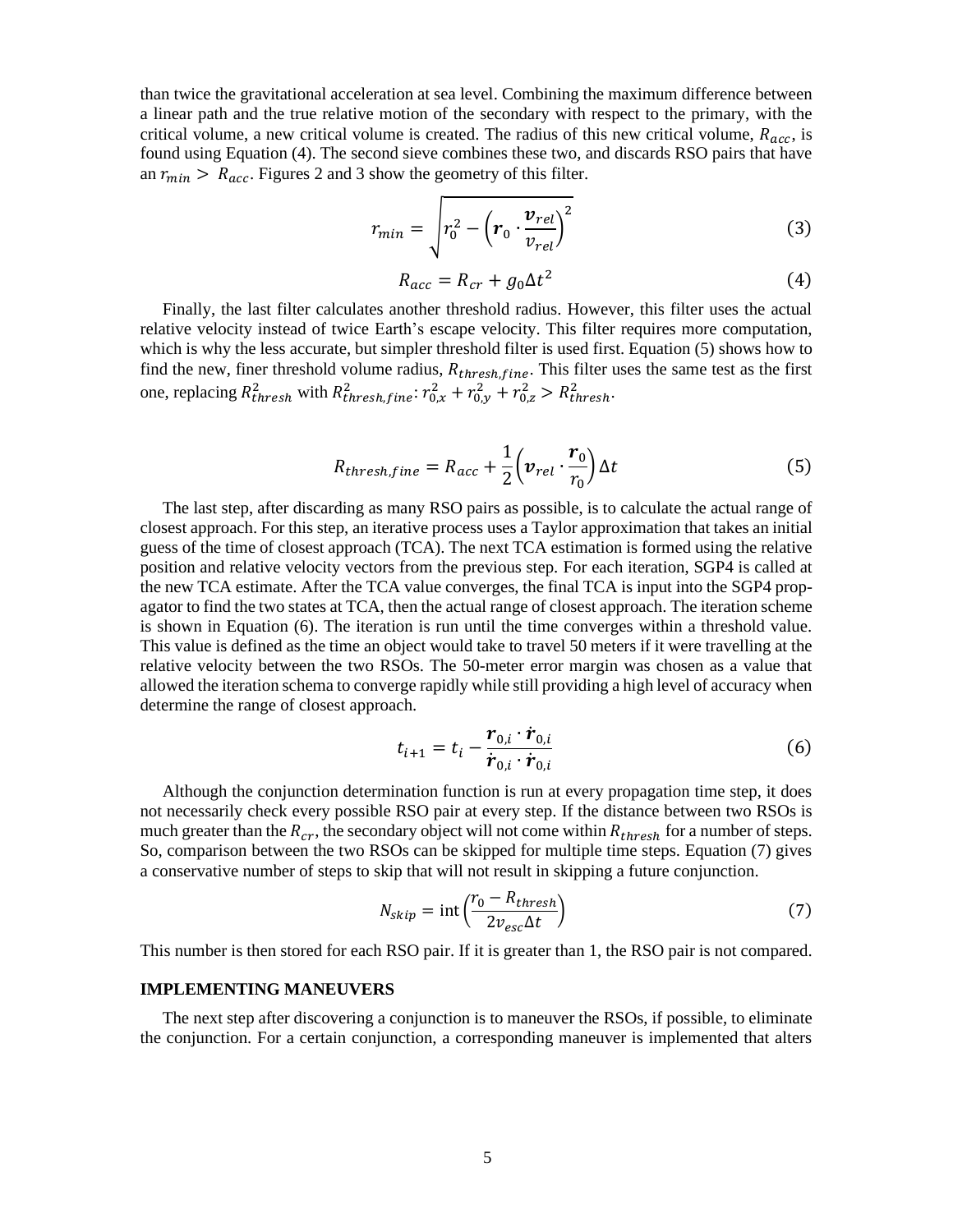than twice the gravitational acceleration at sea level. Combining the maximum difference between a linear path and the true relative motion of the secondary with respect to the primary, with the critical volume, a new critical volume is created. The radius of this new critical volume, $R_{acc}$, is found using Equation (4). The second sieve combines these two, and discards RSO pairs that have an $r_{min} > R_{acc}$. Figures 2 and 3 show the geometry of this filter.

$$r_{min} = \sqrt{r_0^2 - \left(\boldsymbol{r}_0 \cdot \frac{\boldsymbol{v}_{rel}}{v_{rel}}\right)^2} \tag{3}$$

$$R_{acc} = R_{cr} + g_0 \Delta t^2 \tag{4}$$

Finally, the last filter calculates another threshold radius. However, this filter uses the actual relative velocity instead of twice Earth's escape velocity. This filter requires more computation, which is why the less accurate, but simpler threshold filter is used first. Equation (5) shows how to find the new, finer threshold volume radius, $R_{thresh,fine}$. This filter uses the same test as the first one, replacing $R_{thresh}^2$ with $R_{thresh,fine}^2$: $r_{0,x}^2 + r_{0,y}^2 + r_{0,z}^2 > R_{thresh}^2$.

$$R_{thresh,fine} = R_{acc} + \frac{1}{2}\left(\boldsymbol{v}_{rel} \cdot \frac{\boldsymbol{r}_0}{r_0}\right)\Delta t \tag{5}$$

The last step, after discarding as many RSO pairs as possible, is to calculate the actual range of closest approach. For this step, an iterative process uses a Taylor approximation that takes an initial guess of the time of closest approach (TCA). The next TCA estimation is formed using the relative position and relative velocity vectors from the previous step. For each iteration, SGP4 is called at the new TCA estimate. After the TCA value converges, the final TCA is input into the SGP4 propagator to find the two states at TCA, then the actual range of closest approach. The iteration scheme is shown in Equation (6). The iteration is run until the time converges within a threshold value. This value is defined as the time an object would take to travel 50 meters if it were travelling at the relative velocity between the two RSOs. The 50-meter error margin was chosen as a value that allowed the iteration schema to converge rapidly while still providing a high level of accuracy when determine the range of closest approach.

$$t_{i+1} = t_i - \frac{\boldsymbol{r}_{0,i} \cdot \dot{\boldsymbol{r}}_{0,i}}{\dot{\boldsymbol{r}}_{0,i} \cdot \dot{\boldsymbol{r}}_{0,i}} \tag{6}$$

Although the conjunction determination function is run at every propagation time step, it does not necessarily check every possible RSO pair at every step. If the distance between two RSOs is much greater than the $R_{cr}$, the secondary object will not come within $R_{thresh}$ for a number of steps. So, comparison between the two RSOs can be skipped for multiple time steps. Equation (7) gives a conservative number of steps to skip that will not result in skipping a future conjunction.

$$N_{skip} = \text{int}\left(\frac{r_0 - R_{thresh}}{2 v_{esc} \Delta t}\right) \tag{7}$$

This number is then stored for each RSO pair. If it is greater than 1, the RSO pair is not compared.

## IMPLEMENTING MANEUVERS

The next step after discovering a conjunction is to maneuver the RSOs, if possible, to eliminate the conjunction. For a certain conjunction, a corresponding maneuver is implemented that alters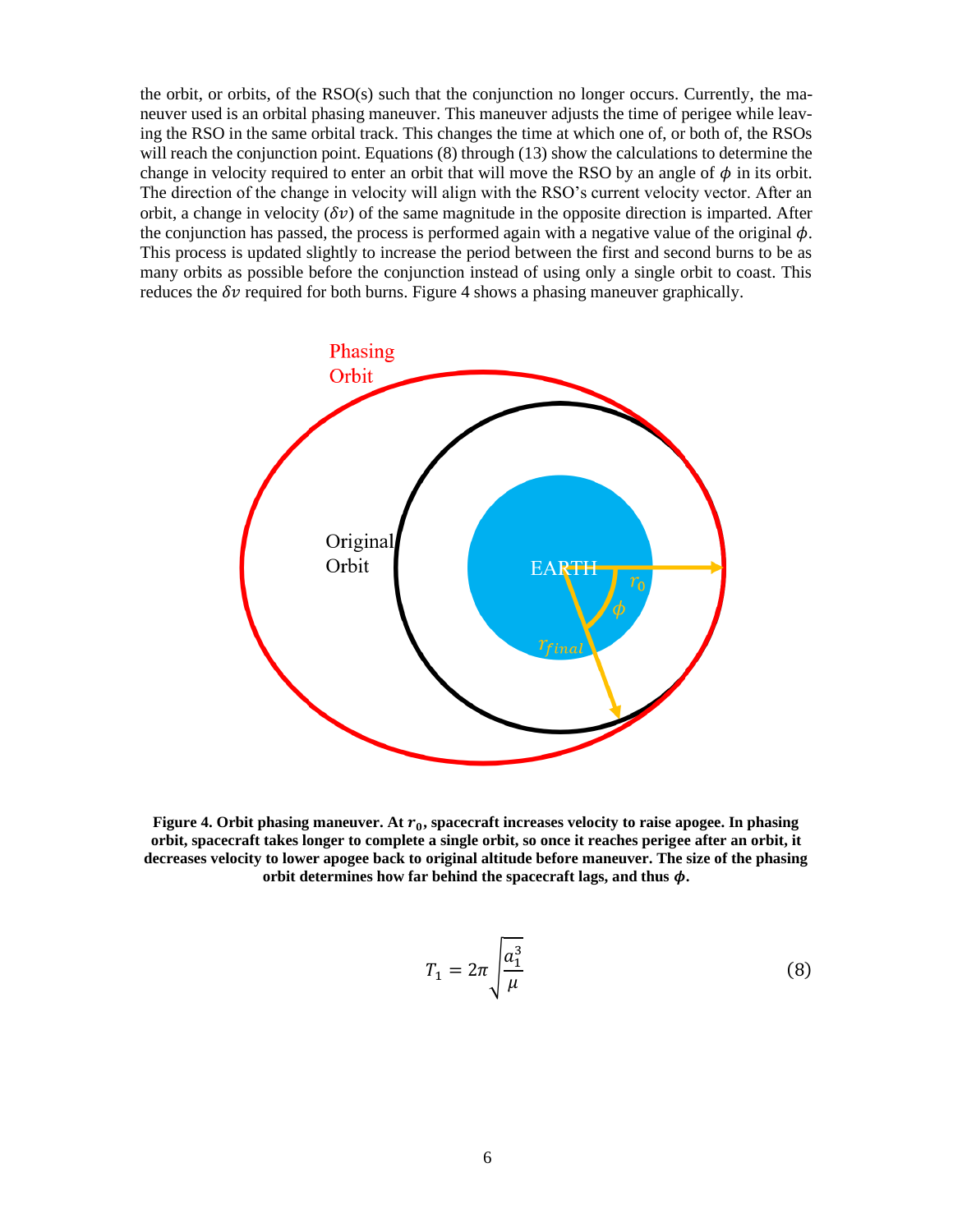the orbit, or orbits, of the RSO(s) such that the conjunction no longer occurs. Currently, the maneuver used is an orbital phasing maneuver. This maneuver adjusts the time of perigee while leaving the RSO in the same orbital track. This changes the time at which one of, or both of, the RSOs will reach the conjunction point. Equations (8) through (13) show the calculations to determine the change in velocity required to enter an orbit that will move the RSO by an angle of $\phi$ in its orbit. The direction of the change in velocity will align with the RSO's current velocity vector. After an orbit, a change in velocity ($\delta v$) of the same magnitude in the opposite direction is imparted. After the conjunction has passed, the process is performed again with a negative value of the original $\phi$. This process is updated slightly to increase the period between the first and second burns to be as many orbits as possible before the conjunction instead of using only a single orbit to coast. This reduces the $\delta v$ required for both burns. Figure 4 shows a phasing maneuver graphically.

**Figure 4. Orbit phasing maneuver. At $r_0$, spacecraft increases velocity to raise apogee. In phasing orbit, spacecraft takes longer to complete a single orbit, so once it reaches perigee after an orbit, it decreases velocity to lower apogee back to original altitude before maneuver. The size of the phasing orbit determines how far behind the spacecraft lags, and thus $\phi$.**

$$T_1 = 2\pi\sqrt{\frac{a_1^3}{\mu}} \tag{8}$$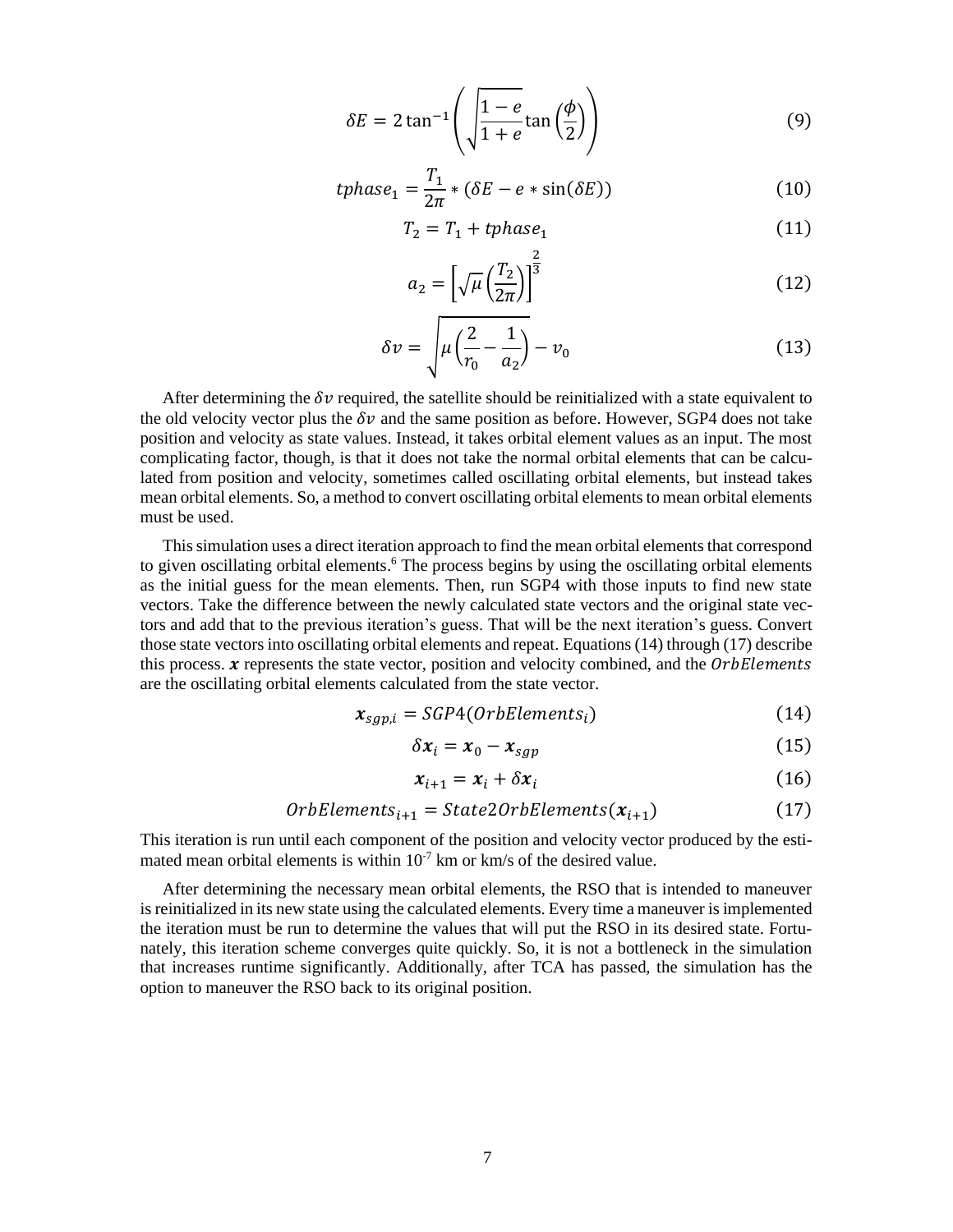$$\delta E = 2\tan^{-1}\left(\sqrt{\frac{1-e}{1+e}}\tan\left(\frac{\phi}{2}\right)\right) \tag{9}$$

$$tphase_1 = \frac{T_1}{2\pi} * (\delta E - e * \sin(\delta E)) \tag{10}$$

$$T_2 = T_1 + tphase_1 \tag{11}$$

$$a_2 = \left[\sqrt{\mu}\left(\frac{T_2}{2\pi}\right)\right]^{\frac{2}{3}} \tag{12}$$

$$\delta v = \sqrt{\mu\left(\frac{2}{r_0} - \frac{1}{a_2}\right)} - v_0 \tag{13}$$

After determining the $\delta v$ required, the satellite should be reinitialized with a state equivalent to the old velocity vector plus the $\delta v$ and the same position as before. However, SGP4 does not take position and velocity as state values. Instead, it takes orbital element values as an input. The most complicating factor, though, is that it does not take the normal orbital elements that can be calculated from position and velocity, sometimes called oscillating orbital elements, but instead takes mean orbital elements. So, a method to convert oscillating orbital elements to mean orbital elements must be used.

This simulation uses a direct iteration approach to find the mean orbital elements that correspond to given oscillating orbital elements.[6] The process begins by using the oscillating orbital elements as the initial guess for the mean elements. Then, run SGP4 with those inputs to find new state vectors. Take the difference between the newly calculated state vectors and the original state vectors and add that to the previous iteration's guess. That will be the next iteration's guess. Convert those state vectors into oscillating orbital elements and repeat. Equations (14) through (17) describe this process. $\boldsymbol{x}$ represents the state vector, position and velocity combined, and the $OrbElements$ are the oscillating orbital elements calculated from the state vector.

$$\boldsymbol{x}_{sgp,i} = SGP4(OrbElements_i) \tag{14}$$

$$\delta\boldsymbol{x}_i = \boldsymbol{x}_0 - \boldsymbol{x}_{sgp} \tag{15}$$

$$\boldsymbol{x}_{i+1} = \boldsymbol{x}_i + \delta\boldsymbol{x}_i \tag{16}$$

$$OrbElements_{i+1} = State2OrbElements(\boldsymbol{x}_{i+1}) \tag{17}$$

This iteration is run until each component of the position and velocity vector produced by the estimated mean orbital elements is within $10^{-7}$ km or km/s of the desired value.

After determining the necessary mean orbital elements, the RSO that is intended to maneuver is reinitialized in its new state using the calculated elements. Every time a maneuver is implemented the iteration must be run to determine the values that will put the RSO in its desired state. Fortunately, this iteration scheme converges quite quickly. So, it is not a bottleneck in the simulation that increases runtime significantly. Additionally, after TCA has passed, the simulation has the option to maneuver the RSO back to its original position.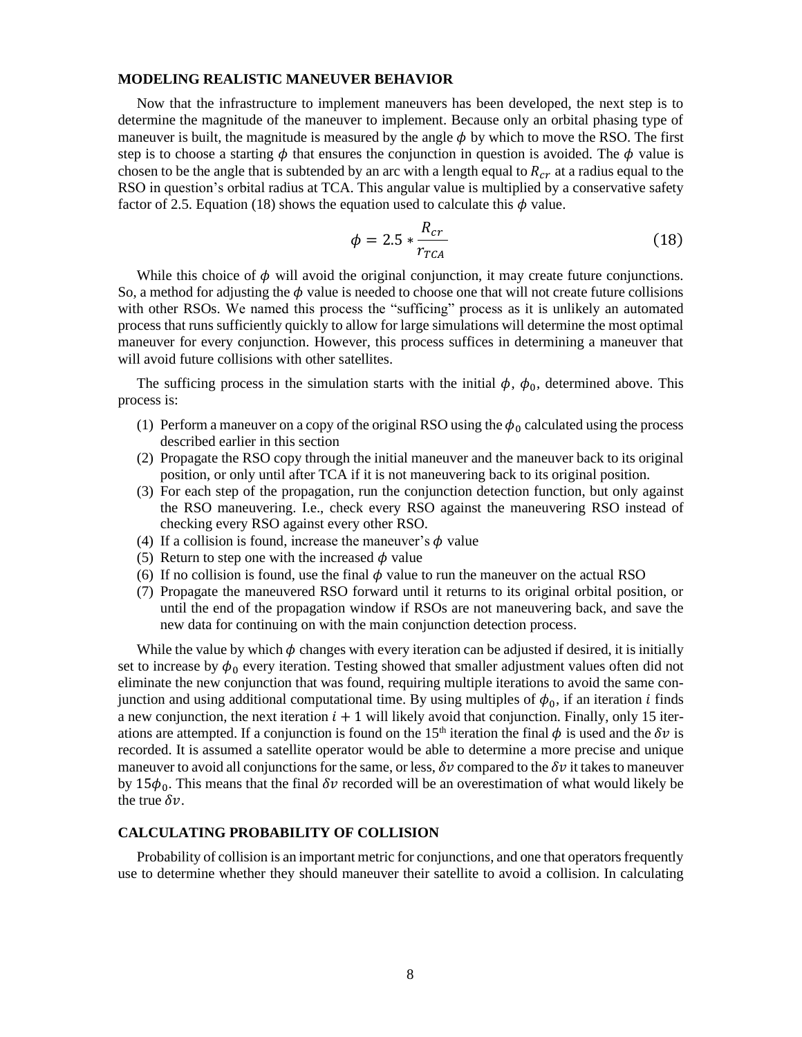## MODELING REALISTIC MANEUVER BEHAVIOR

Now that the infrastructure to implement maneuvers has been developed, the next step is to determine the magnitude of the maneuver to implement. Because only an orbital phasing type of maneuver is built, the magnitude is measured by the angle $\phi$ by which to move the RSO. The first step is to choose a starting $\phi$ that ensures the conjunction in question is avoided. The $\phi$ value is chosen to be the angle that is subtended by an arc with a length equal to $R_{cr}$ at a radius equal to the RSO in question's orbital radius at TCA. This angular value is multiplied by a conservative safety factor of 2.5. Equation (18) shows the equation used to calculate this $\phi$ value.

$$\phi = 2.5 * \frac{R_{cr}}{r_{TCA}} \tag{18}$$

While this choice of $\phi$ will avoid the original conjunction, it may create future conjunctions. So, a method for adjusting the $\phi$ value is needed to choose one that will not create future collisions with other RSOs. We named this process the "sufficing" process as it is unlikely an automated process that runs sufficiently quickly to allow for large simulations will determine the most optimal maneuver for every conjunction. However, this process suffices in determining a maneuver that will avoid future collisions with other satellites.

The sufficing process in the simulation starts with the initial $\phi$, $\phi_0$, determined above. This process is:

1. Perform a maneuver on a copy of the original RSO using the $\phi_0$ calculated using the process described earlier in this section
2. Propagate the RSO copy through the initial maneuver and the maneuver back to its original position, or only until after TCA if it is not maneuvering back to its original position.
3. For each step of the propagation, run the conjunction detection function, but only against the RSO maneuvering. I.e., check every RSO against the maneuvering RSO instead of checking every RSO against every other RSO.
4. If a collision is found, increase the maneuver's $\phi$ value
5. Return to step one with the increased $\phi$ value
6. If no collision is found, use the final $\phi$ value to run the maneuver on the actual RSO
7. Propagate the maneuvered RSO forward until it returns to its original orbital position, or until the end of the propagation window if RSOs are not maneuvering back, and save the new data for continuing on with the main conjunction detection process.

While the value by which $\phi$ changes with every iteration can be adjusted if desired, it is initially set to increase by $\phi_0$ every iteration. Testing showed that smaller adjustment values often did not eliminate the new conjunction that was found, requiring multiple iterations to avoid the same conjunction and using additional computational time. By using multiples of $\phi_0$, if an iteration $i$ finds a new conjunction, the next iteration $i + 1$ will likely avoid that conjunction. Finally, only 15 iterations are attempted. If a conjunction is found on the 15th iteration the final $\phi$ is used and the $\delta v$ is recorded. It is assumed a satellite operator would be able to determine a more precise and unique maneuver to avoid all conjunctions for the same, or less, $\delta v$ compared to the $\delta v$ it takes to maneuver by $15\phi_0$. This means that the final $\delta v$ recorded will be an overestimation of what would likely be the true $\delta v$.

## CALCULATING PROBABILITY OF COLLISION

Probability of collision is an important metric for conjunctions, and one that operators frequently use to determine whether they should maneuver their satellite to avoid a collision. In calculating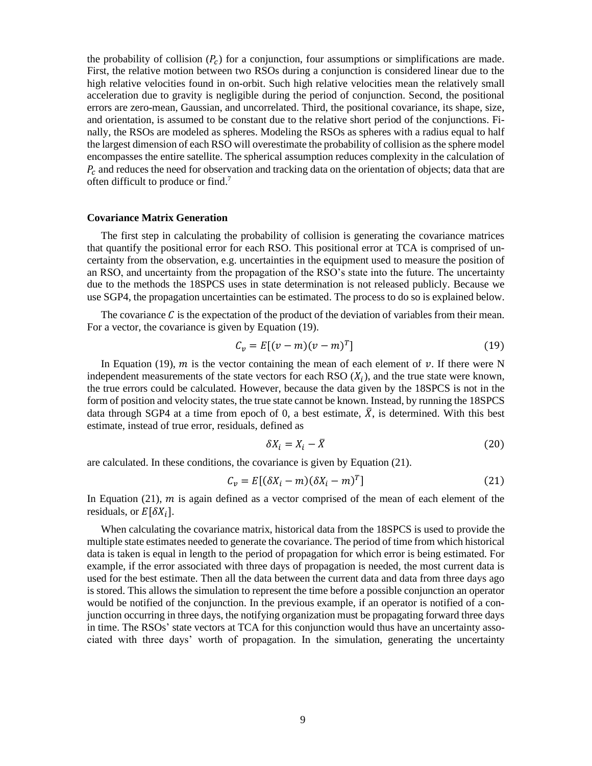the probability of collision ($P_c$) for a conjunction, four assumptions or simplifications are made. First, the relative motion between two RSOs during a conjunction is considered linear due to the high relative velocities found in on-orbit. Such high relative velocities mean the relatively small acceleration due to gravity is negligible during the period of conjunction. Second, the positional errors are zero-mean, Gaussian, and uncorrelated. Third, the positional covariance, its shape, size, and orientation, is assumed to be constant due to the relative short period of the conjunctions. Finally, the RSOs are modeled as spheres. Modeling the RSOs as spheres with a radius equal to half the largest dimension of each RSO will overestimate the probability of collision as the sphere model encompasses the entire satellite. The spherical assumption reduces complexity in the calculation of $P_c$ and reduces the need for observation and tracking data on the orientation of objects; data that are often difficult to produce or find.[7]

### Covariance Matrix Generation

The first step in calculating the probability of collision is generating the covariance matrices that quantify the positional error for each RSO. This positional error at TCA is comprised of uncertainty from the observation, e.g. uncertainties in the equipment used to measure the position of an RSO, and uncertainty from the propagation of the RSO's state into the future. The uncertainty due to the methods the 18SPCS uses in state determination is not released publicly. Because we use SGP4, the propagation uncertainties can be estimated. The process to do so is explained below.

The covariance $C$ is the expectation of the product of the deviation of variables from their mean. For a vector, the covariance is given by Equation (19).

$$C_v = E[(v - m)(v - m)^T] \tag{19}$$

In Equation (19), $m$ is the vector containing the mean of each element of $v$. If there were N independent measurements of the state vectors for each RSO ($X_i$), and the true state were known, the true errors could be calculated. However, because the data given by the 18SPCS is not in the form of position and velocity states, the true state cannot be known. Instead, by running the 18SPCS data through SGP4 at a time from epoch of 0, a best estimate, $\bar{X}$, is determined. With this best estimate, instead of true error, residuals, defined as

$$\delta X_i = X_i - \bar{X} \tag{20}$$

are calculated. In these conditions, the covariance is given by Equation (21).

$$C_v = E[(\delta X_i - m)(\delta X_i - m)^T] \tag{21}$$

In Equation (21), $m$ is again defined as a vector comprised of the mean of each element of the residuals, or $E[\delta X_i]$.

When calculating the covariance matrix, historical data from the 18SPCS is used to provide the multiple state estimates needed to generate the covariance. The period of time from which historical data is taken is equal in length to the period of propagation for which error is being estimated. For example, if the error associated with three days of propagation is needed, the most current data is used for the best estimate. Then all the data between the current data and data from three days ago is stored. This allows the simulation to represent the time before a possible conjunction an operator would be notified of the conjunction. In the previous example, if an operator is notified of a conjunction occurring in three days, the notifying organization must be propagating forward three days in time. The RSOs' state vectors at TCA for this conjunction would thus have an uncertainty associated with three days' worth of propagation. In the simulation, generating the uncertainty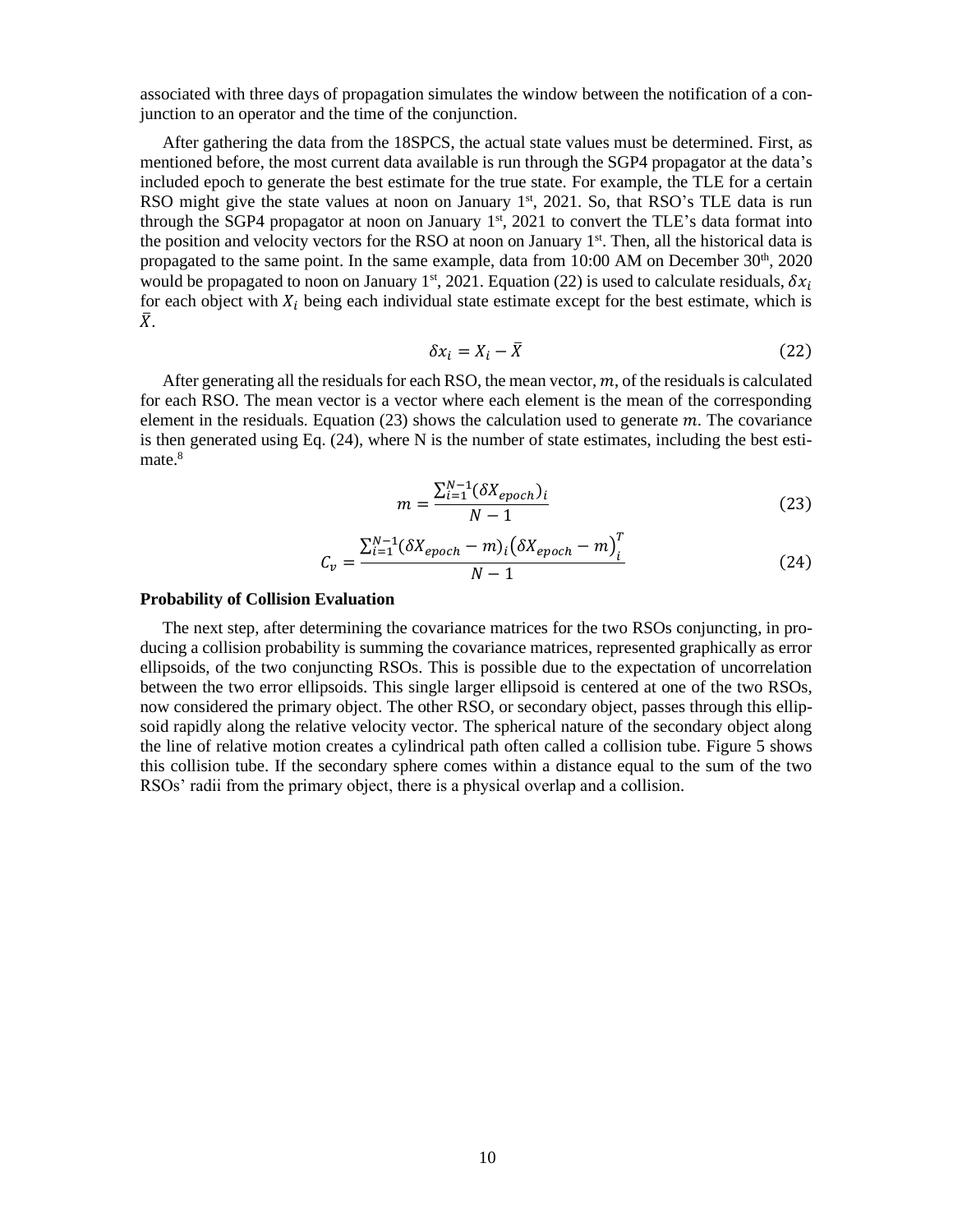associated with three days of propagation simulates the window between the notification of a conjunction to an operator and the time of the conjunction.

After gathering the data from the 18SPCS, the actual state values must be determined. First, as mentioned before, the most current data available is run through the SGP4 propagator at the data's included epoch to generate the best estimate for the true state. For example, the TLE for a certain RSO might give the state values at noon on January 1st, 2021. So, that RSO's TLE data is run through the SGP4 propagator at noon on January 1st, 2021 to convert the TLE's data format into the position and velocity vectors for the RSO at noon on January 1st. Then, all the historical data is propagated to the same point. In the same example, data from 10:00 AM on December 30th, 2020 would be propagated to noon on January 1st, 2021. Equation (22) is used to calculate residuals, $\delta x_i$ for each object with $X_i$ being each individual state estimate except for the best estimate, which is $\bar{X}$.

$$\delta x_i = X_i - \bar{X} \tag{22}$$

After generating all the residuals for each RSO, the mean vector, $m$, of the residuals is calculated for each RSO. The mean vector is a vector where each element is the mean of the corresponding element in the residuals. Equation (23) shows the calculation used to generate $m$. The covariance is then generated using Eq. (24), where N is the number of state estimates, including the best estimate.[8]

$$m = \frac{\sum_{i=1}^{N-1} (\delta X_{epoch})_i}{N-1} \tag{23}$$

$$C_v = \frac{\sum_{i=1}^{N-1} (\delta X_{epoch} - m)_i (\delta X_{epoch} - m)_i^T}{N-1} \tag{24}$$

**Probability of Collision Evaluation**

The next step, after determining the covariance matrices for the two RSOs conjuncting, in producing a collision probability is summing the covariance matrices, represented graphically as error ellipsoids, of the two conjuncting RSOs. This is possible due to the expectation of uncorrelation between the two error ellipsoids. This single larger ellipsoid is centered at one of the two RSOs, now considered the primary object. The other RSO, or secondary object, passes through this ellipsoid rapidly along the relative velocity vector. The spherical nature of the secondary object along the line of relative motion creates a cylindrical path often called a collision tube. Figure 5 shows this collision tube. If the secondary sphere comes within a distance equal to the sum of the two RSOs' radii from the primary object, there is a physical overlap and a collision.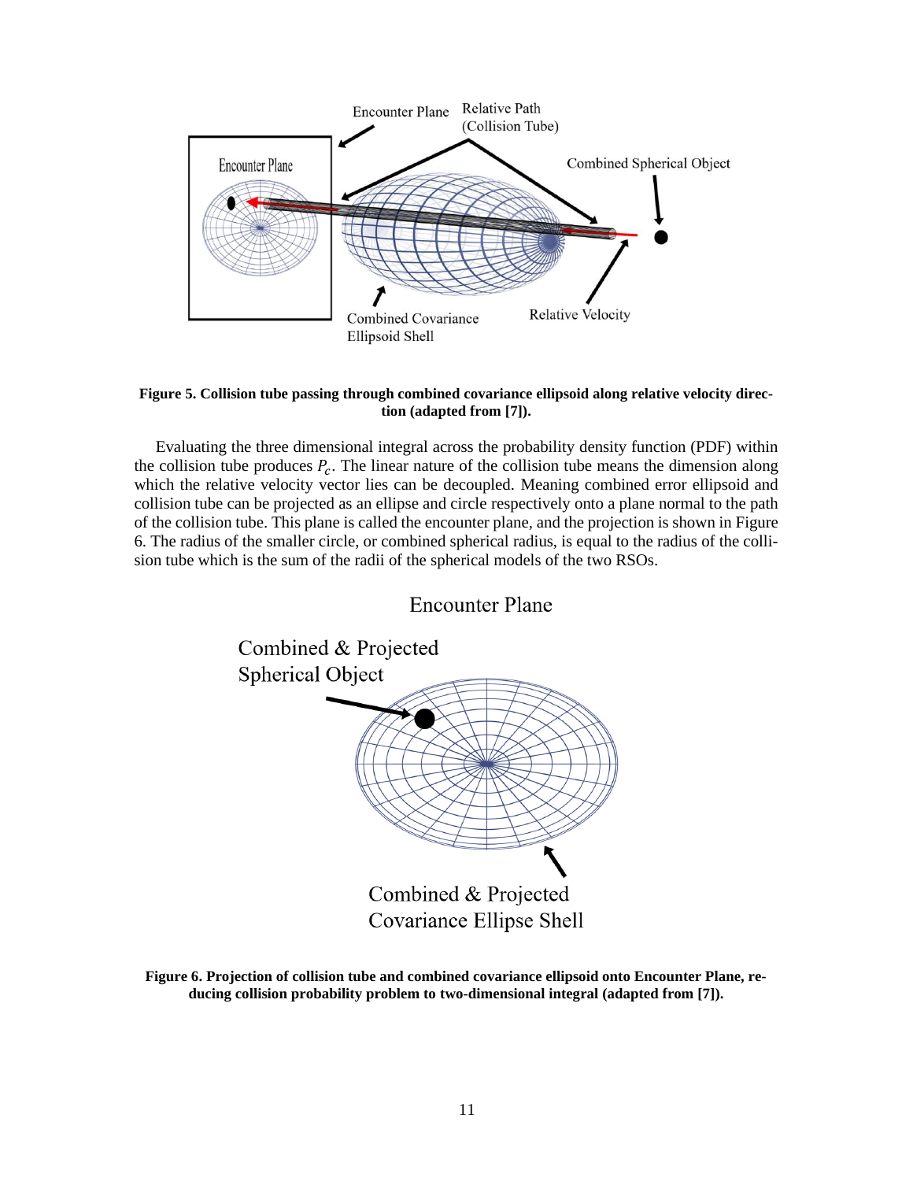**Figure 5. Collision tube passing through combined covariance ellipsoid along relative velocity direction (adapted from [7]).**

Evaluating the three dimensional integral across the probability density function (PDF) within the collision tube produces $P_c$. The linear nature of the collision tube means the dimension along which the relative velocity vector lies can be decoupled. Meaning combined error ellipsoid and collision tube can be projected as an ellipse and circle respectively onto a plane normal to the path of the collision tube. This plane is called the encounter plane, and the projection is shown in Figure 6. The radius of the smaller circle, or combined spherical radius, is equal to the radius of the collision tube which is the sum of the radii of the spherical models of the two RSOs.

**Figure 6. Projection of collision tube and combined covariance ellipsoid onto Encounter Plane, reducing collision probability problem to two-dimensional integral (adapted from [7]).**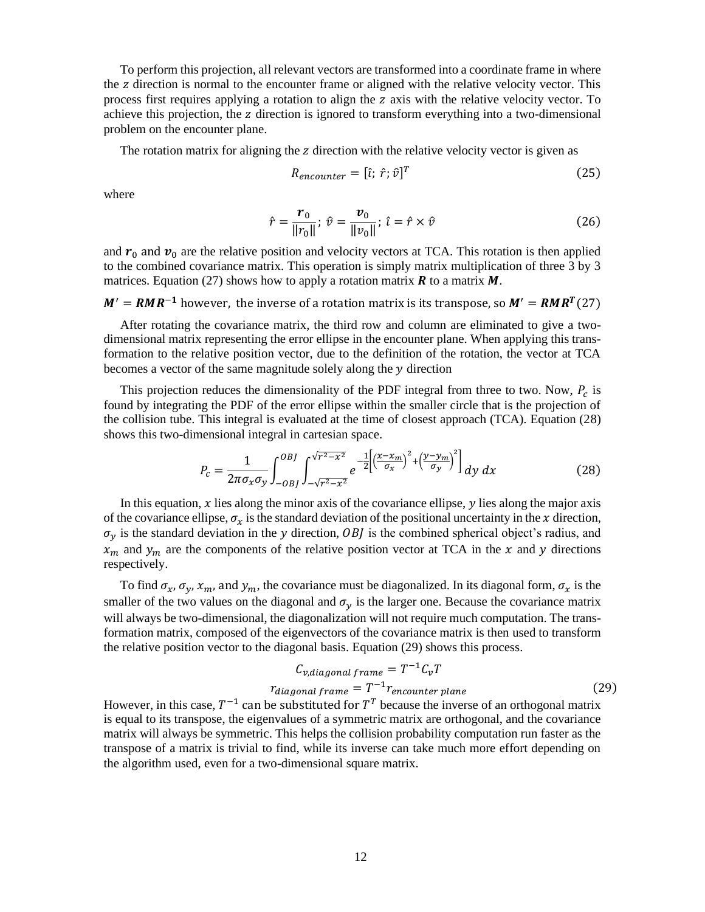To perform this projection, all relevant vectors are transformed into a coordinate frame in where the $z$ direction is normal to the encounter frame or aligned with the relative velocity vector. This process first requires applying a rotation to align the $z$ axis with the relative velocity vector. To achieve this projection, the $z$ direction is ignored to transform everything into a two-dimensional problem on the encounter plane.

The rotation matrix for aligning the $z$ direction with the relative velocity vector is given as

$$R_{encounter} = [\hat{\imath};\ \hat{r};\ \hat{v}]^T \tag{25}$$

where

$$\hat{r} = \frac{\boldsymbol{r}_0}{\|r_0\|};\ \hat{v} = \frac{\boldsymbol{v}_0}{\|v_0\|};\ \hat{\imath} = \hat{r} \times \hat{v} \tag{26}$$

and $\boldsymbol{r}_0$ and $\boldsymbol{v}_0$ are the relative position and velocity vectors at TCA. This rotation is then applied to the combined covariance matrix. This operation is simply matrix multiplication of three 3 by 3 matrices. Equation (27) shows how to apply a rotation matrix $\boldsymbol{R}$ to a matrix $\boldsymbol{M}$.

$$\boldsymbol{M}' = \boldsymbol{R}\boldsymbol{M}\boldsymbol{R}^{-1} \text{ however, the inverse of a rotation matrix is its transpose, so } \boldsymbol{M}' = \boldsymbol{R}\boldsymbol{M}\boldsymbol{R}^{\boldsymbol{T}} \tag{27}$$

After rotating the covariance matrix, the third row and column are eliminated to give a two-dimensional matrix representing the error ellipse in the encounter plane. When applying this transformation to the relative position vector, due to the definition of the rotation, the vector at TCA becomes a vector of the same magnitude solely along the $y$ direction

This projection reduces the dimensionality of the PDF integral from three to two. Now, $P_c$ is found by integrating the PDF of the error ellipse within the smaller circle that is the projection of the collision tube. This integral is evaluated at the time of closest approach (TCA). Equation (28) shows this two-dimensional integral in cartesian space.

$$P_c = \frac{1}{2\pi\sigma_x\sigma_y}\int_{-OBJ}^{OBJ}\int_{-\sqrt{r^2-x^2}}^{\sqrt{r^2-x^2}} e^{-\frac{1}{2}\left[\left(\frac{x-x_m}{\sigma_x}\right)^2+\left(\frac{y-y_m}{\sigma_y}\right)^2\right]}\,dy\,dx \tag{28}$$

In this equation, $x$ lies along the minor axis of the covariance ellipse, $y$ lies along the major axis of the covariance ellipse, $\sigma_x$ is the standard deviation of the positional uncertainty in the $x$ direction, $\sigma_y$ is the standard deviation in the $y$ direction, $OBJ$ is the combined spherical object's radius, and $x_m$ and $y_m$ are the components of the relative position vector at TCA in the $x$ and $y$ directions respectively.

To find $\sigma_x$, $\sigma_y$, $x_m$, and $y_m$, the covariance must be diagonalized. In its diagonal form, $\sigma_x$ is the smaller of the two values on the diagonal and $\sigma_y$ is the larger one. Because the covariance matrix will always be two-dimensional, the diagonalization will not require much computation. The transformation matrix, composed of the eigenvectors of the covariance matrix is then used to transform the relative position vector to the diagonal basis. Equation (29) shows this process.

$$\begin{gathered} C_{v,diagonal\,frame} = T^{-1}C_vT \\ r_{diagonal\,frame} = T^{-1}r_{encounter\,plane} \end{gathered} \tag{29}$$

However, in this case, $T^{-1}$ can be substituted for $T^T$ because the inverse of an orthogonal matrix is equal to its transpose, the eigenvalues of a symmetric matrix are orthogonal, and the covariance matrix will always be symmetric. This helps the collision probability computation run faster as the transpose of a matrix is trivial to find, while its inverse can take much more effort depending on the algorithm used, even for a two-dimensional square matrix.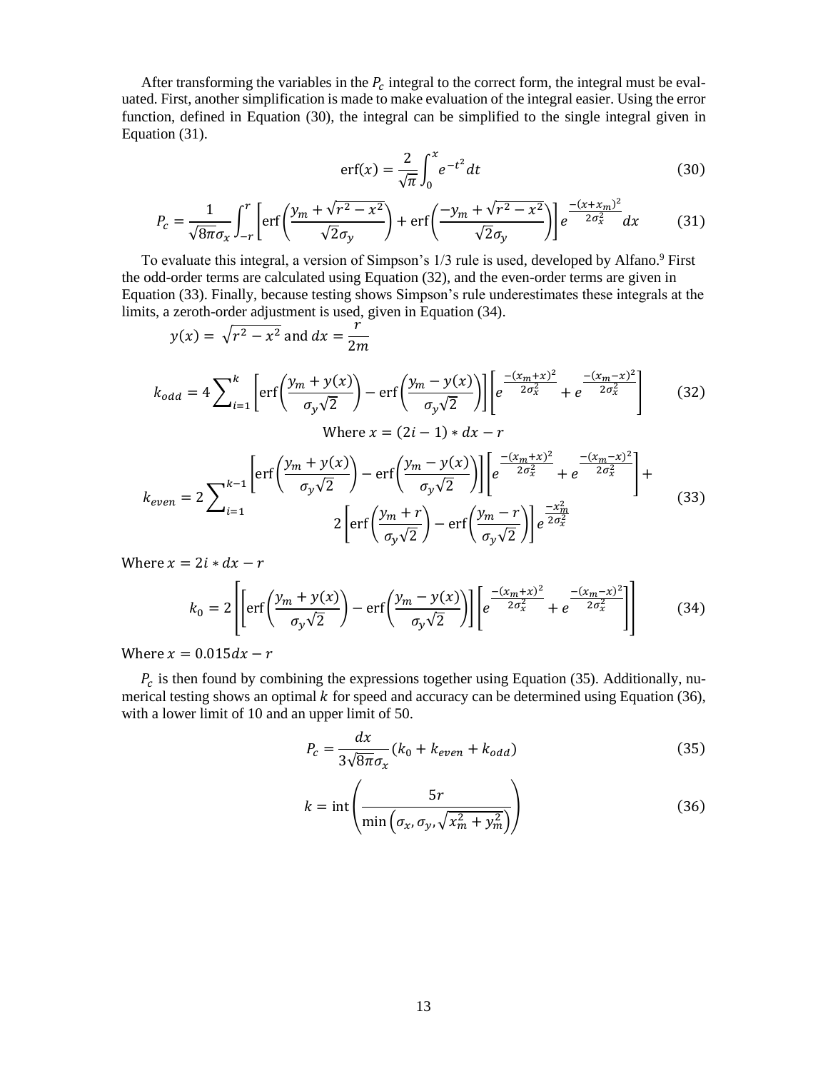After transforming the variables in the $P_c$ integral to the correct form, the integral must be evaluated. First, another simplification is made to make evaluation of the integral easier. Using the error function, defined in Equation (30), the integral can be simplified to the single integral given in Equation (31).

$$\text{erf}(x) = \frac{2}{\sqrt{\pi}} \int_0^x e^{-t^2} dt \tag{30}$$

$$P_c = \frac{1}{\sqrt{8\pi}\sigma_x} \int_{-r}^{r} \left[ \text{erf}\left( \frac{y_m + \sqrt{r^2 - x^2}}{\sqrt{2}\sigma_y} \right) + \text{erf}\left( \frac{-y_m + \sqrt{r^2 - x^2}}{\sqrt{2}\sigma_y} \right) \right] e^{\frac{-(x + x_m)^2}{2\sigma_x^2}} dx \tag{31}$$

To evaluate this integral, a version of Simpson's 1/3 rule is used, developed by Alfano.[9] First the odd-order terms are calculated using Equation (32), and the even-order terms are given in Equation (33). Finally, because testing shows Simpson's rule underestimates these integrals at the limits, a zeroth-order adjustment is used, given in Equation (34).

$$y(x) = \sqrt{r^2 - x^2} \text{ and } dx = \frac{r}{2m}$$

$$k_{odd} = 4 \sum_{i=1}^{k} \left[ \text{erf}\left( \frac{y_m + y(x)}{\sigma_y \sqrt{2}} \right) - \text{erf}\left( \frac{y_m - y(x)}{\sigma_y \sqrt{2}} \right) \right] \left[ e^{\frac{-(x_m + x)^2}{2\sigma_x^2}} + e^{\frac{-(x_m - x)^2}{2\sigma_x^2}} \right] \tag{32}$$

Where $x = (2i - 1) * dx - r$

$$k_{even} = 2 \sum_{i=1}^{k-1} \left[ \text{erf}\left( \frac{y_m + y(x)}{\sigma_y \sqrt{2}} \right) - \text{erf}\left( \frac{y_m - y(x)}{\sigma_y \sqrt{2}} \right) \right] \left[ e^{\frac{-(x_m + x)^2}{2\sigma_x^2}} + e^{\frac{-(x_m - x)^2}{2\sigma_x^2}} \right] + 2 \left[ \text{erf}\left( \frac{y_m + r}{\sigma_y \sqrt{2}} \right) - \text{erf}\left( \frac{y_m - r}{\sigma_y \sqrt{2}} \right) \right] e^{\frac{-x_m^2}{2\sigma_x^2}} \tag{33}$$

Where $x = 2i * dx - r$

$$k_0 = 2 \left[ \left[ \text{erf}\left( \frac{y_m + y(x)}{\sigma_y \sqrt{2}} \right) - \text{erf}\left( \frac{y_m - y(x)}{\sigma_y \sqrt{2}} \right) \right] \left[ e^{\frac{-(x_m + x)^2}{2\sigma_x^2}} + e^{\frac{-(x_m - x)^2}{2\sigma_x^2}} \right] \right] \tag{34}$$

Where $x = 0.015dx - r$

$P_c$ is then found by combining the expressions together using Equation (35). Additionally, numerical testing shows an optimal $k$ for speed and accuracy can be determined using Equation (36), with a lower limit of 10 and an upper limit of 50.

$$P_c = \frac{dx}{3\sqrt{8\pi}\sigma_x} (k_0 + k_{even} + k_{odd}) \tag{35}$$

$$k = \text{int}\left( \frac{5r}{\min\left( \sigma_x, \sigma_y, \sqrt{x_m^2 + y_m^2} \right)} \right) \tag{36}$$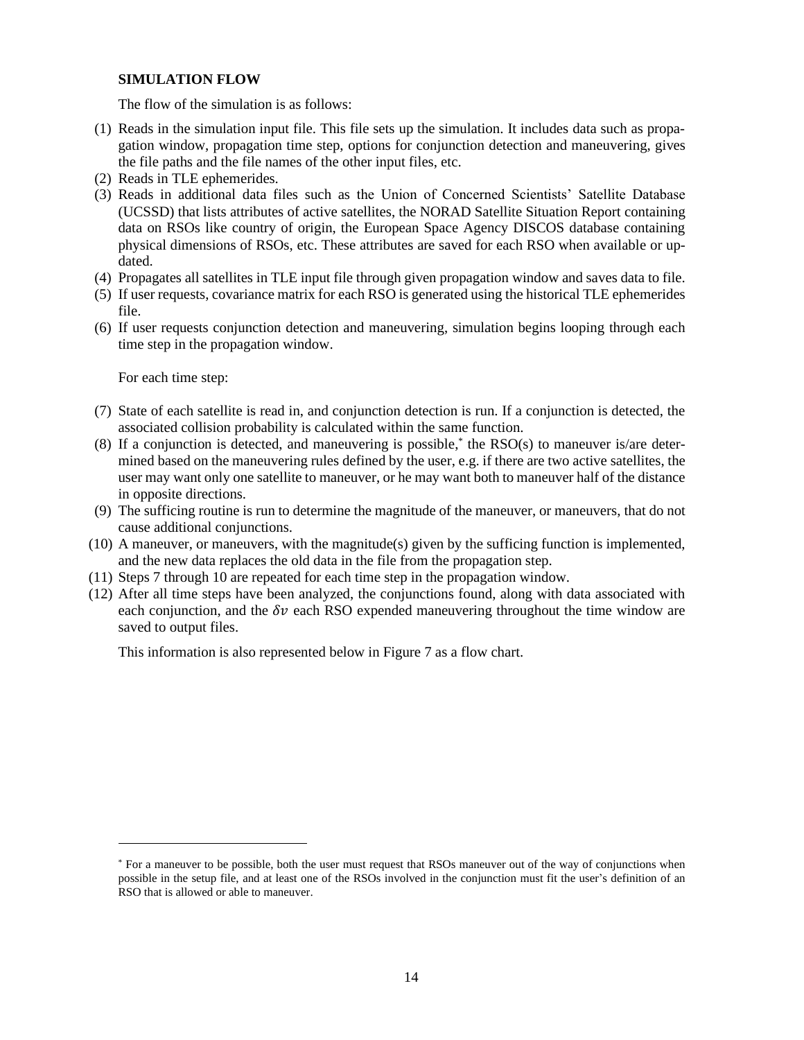## SIMULATION FLOW

The flow of the simulation is as follows:

(1) Reads in the simulation input file. This file sets up the simulation. It includes data such as propagation window, propagation time step, options for conjunction detection and maneuvering, gives the file paths and the file names of the other input files, etc.
(2) Reads in TLE ephemerides.
(3) Reads in additional data files such as the Union of Concerned Scientists' Satellite Database (UCSSD) that lists attributes of active satellites, the NORAD Satellite Situation Report containing data on RSOs like country of origin, the European Space Agency DISCOS database containing physical dimensions of RSOs, etc. These attributes are saved for each RSO when available or updated.
(4) Propagates all satellites in TLE input file through given propagation window and saves data to file.
(5) If user requests, covariance matrix for each RSO is generated using the historical TLE ephemerides file.
(6) If user requests conjunction detection and maneuvering, simulation begins looping through each time step in the propagation window.

For each time step:

(7) State of each satellite is read in, and conjunction detection is run. If a conjunction is detected, the associated collision probability is calculated within the same function.
(8) If a conjunction is detected, and maneuvering is possible,* the RSO(s) to maneuver is/are determined based on the maneuvering rules defined by the user, e.g. if there are two active satellites, the user may want only one satellite to maneuver, or he may want both to maneuver half of the distance in opposite directions.
(9) The sufficing routine is run to determine the magnitude of the maneuver, or maneuvers, that do not cause additional conjunctions.
(10) A maneuver, or maneuvers, with the magnitude(s) given by the sufficing function is implemented, and the new data replaces the old data in the file from the propagation step.
(11) Steps 7 through 10 are repeated for each time step in the propagation window.
(12) After all time steps have been analyzed, the conjunctions found, along with data associated with each conjunction, and the $\delta v$ each RSO expended maneuvering throughout the time window are saved to output files.

This information is also represented below in Figure 7 as a flow chart.

---

* For a maneuver to be possible, both the user must request that RSOs maneuver out of the way of conjunctions when possible in the setup file, and at least one of the RSOs involved in the conjunction must fit the user's definition of an RSO that is allowed or able to maneuver.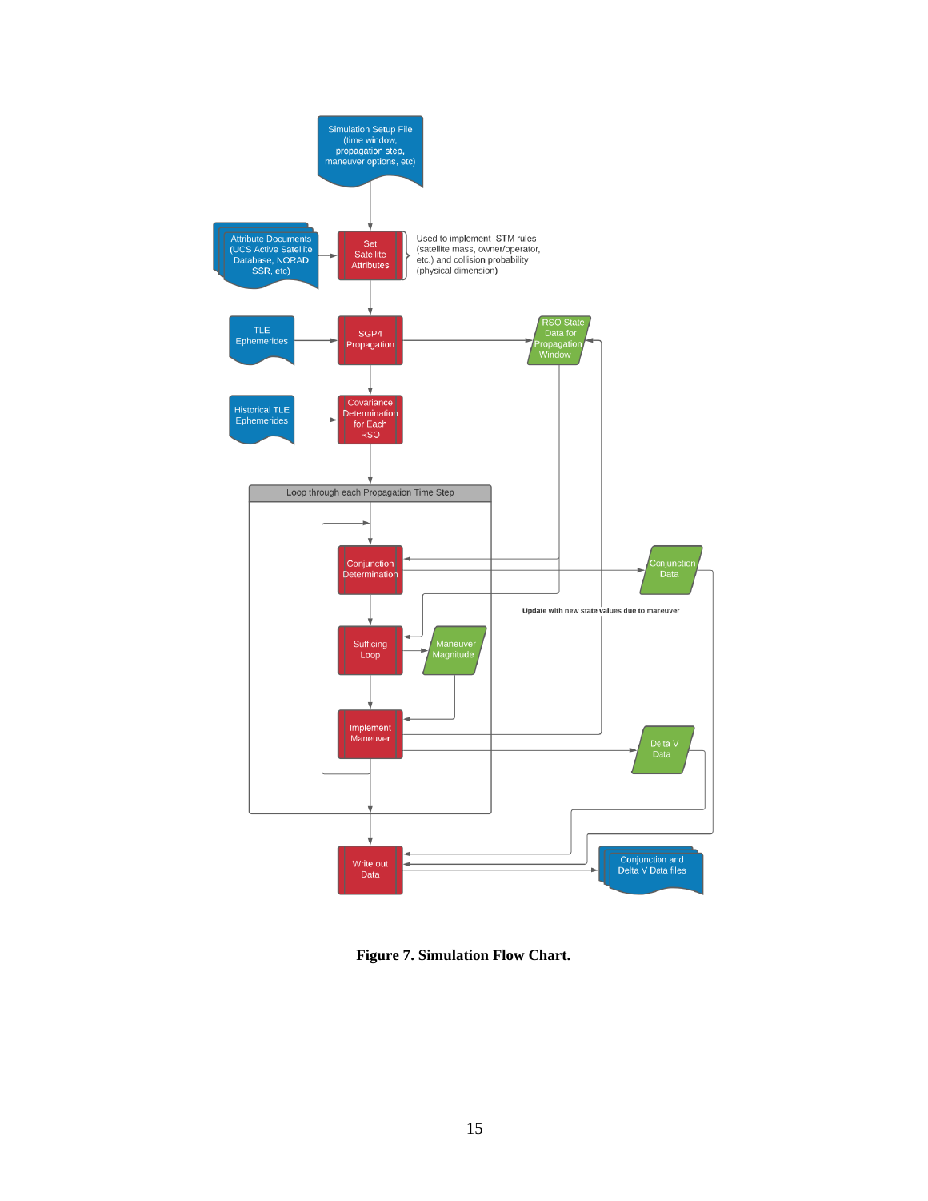Simulation Setup File (time window, propagation step, maneuver options, etc)

Attribute Documents (UCS Active Satellite Database, NORAD SSR, etc)

Set Satellite Attributes

Used to implement STM rules (satellite mass, owner/operator, etc.) and collision probability (physical dimension)

TLE Ephemerides

SGP4 Propagation

RSO State Data for Propagation Window

Historical TLE Ephemerides

Covariance Determination for Each RSO

Loop through each Propagation Time Step

Conjunction Determination

Conjunction Data

Update with new state values due to mareuver

Sufficing Loop

Maneuver Magnitude

Implement Maneuver

Delta V Data

Write out Data

Conjunction and Delta V Data files

**Figure 7. Simulation Flow Chart.**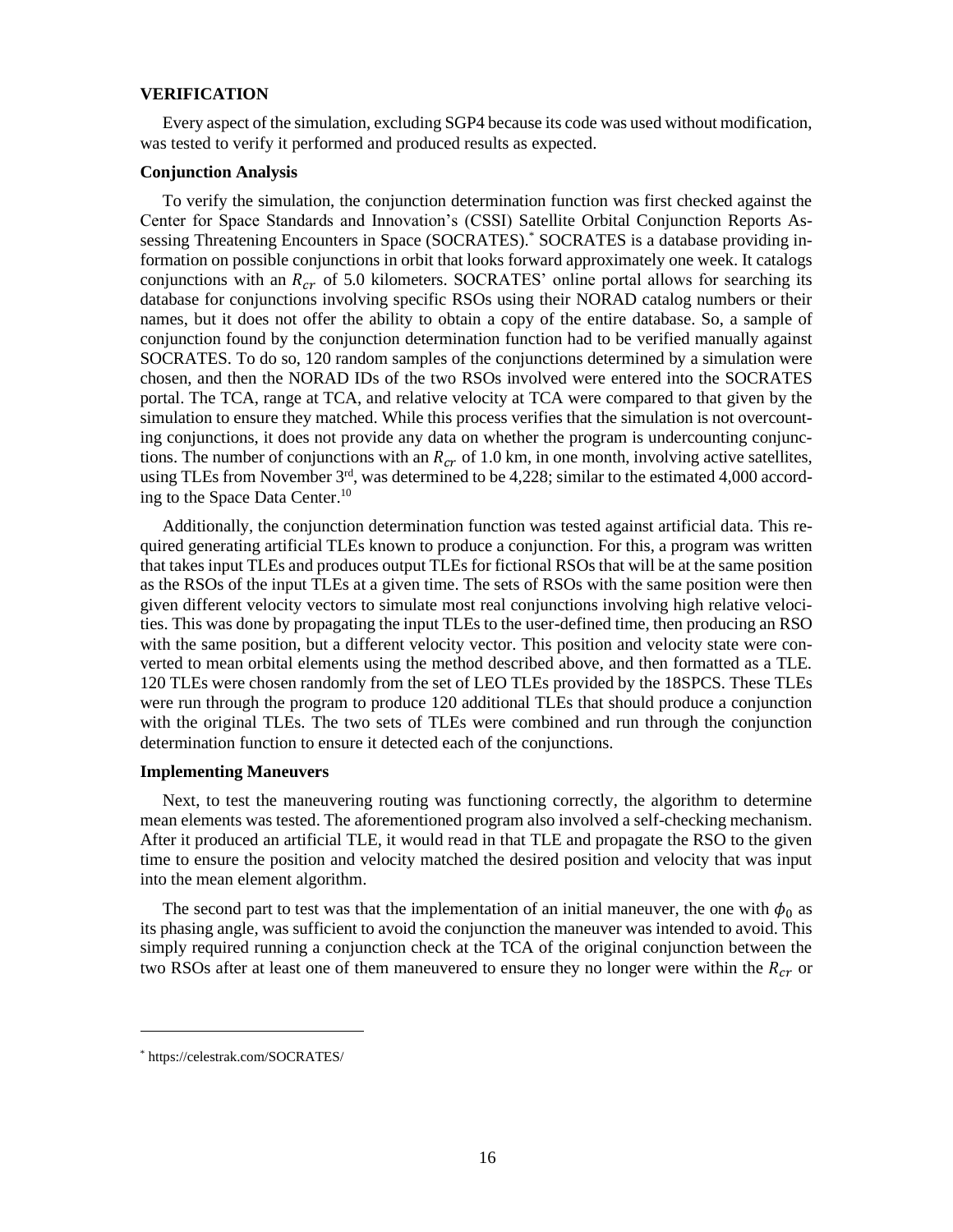## VERIFICATION

Every aspect of the simulation, excluding SGP4 because its code was used without modification, was tested to verify it performed and produced results as expected.

### Conjunction Analysis

To verify the simulation, the conjunction determination function was first checked against the Center for Space Standards and Innovation's (CSSI) Satellite Orbital Conjunction Reports Assessing Threatening Encounters in Space (SOCRATES).* SOCRATES is a database providing information on possible conjunctions in orbit that looks forward approximately one week. It catalogs conjunctions with an $R_{cr}$ of 5.0 kilometers. SOCRATES' online portal allows for searching its database for conjunctions involving specific RSOs using their NORAD catalog numbers or their names, but it does not offer the ability to obtain a copy of the entire database. So, a sample of conjunction found by the conjunction determination function had to be verified manually against SOCRATES. To do so, 120 random samples of the conjunctions determined by a simulation were chosen, and then the NORAD IDs of the two RSOs involved were entered into the SOCRATES portal. The TCA, range at TCA, and relative velocity at TCA were compared to that given by the simulation to ensure they matched. While this process verifies that the simulation is not overcounting conjunctions, it does not provide any data on whether the program is undercounting conjunctions. The number of conjunctions with an $R_{cr}$ of 1.0 km, in one month, involving active satellites, using TLEs from November 3rd, was determined to be 4,228; similar to the estimated 4,000 according to the Space Data Center.[10]

Additionally, the conjunction determination function was tested against artificial data. This required generating artificial TLEs known to produce a conjunction. For this, a program was written that takes input TLEs and produces output TLEs for fictional RSOs that will be at the same position as the RSOs of the input TLEs at a given time. The sets of RSOs with the same position were then given different velocity vectors to simulate most real conjunctions involving high relative velocities. This was done by propagating the input TLEs to the user-defined time, then producing an RSO with the same position, but a different velocity vector. This position and velocity state were converted to mean orbital elements using the method described above, and then formatted as a TLE. 120 TLEs were chosen randomly from the set of LEO TLEs provided by the 18SPCS. These TLEs were run through the program to produce 120 additional TLEs that should produce a conjunction with the original TLEs. The two sets of TLEs were combined and run through the conjunction determination function to ensure it detected each of the conjunctions.

### Implementing Maneuvers

Next, to test the maneuvering routing was functioning correctly, the algorithm to determine mean elements was tested. The aforementioned program also involved a self-checking mechanism. After it produced an artificial TLE, it would read in that TLE and propagate the RSO to the given time to ensure the position and velocity matched the desired position and velocity that was input into the mean element algorithm.

The second part to test was that the implementation of an initial maneuver, the one with $\phi_0$ as its phasing angle, was sufficient to avoid the conjunction the maneuver was intended to avoid. This simply required running a conjunction check at the TCA of the original conjunction between the two RSOs after at least one of them maneuvered to ensure they no longer were within the $R_{cr}$ or

---

* https://celestrak.com/SOCRATES/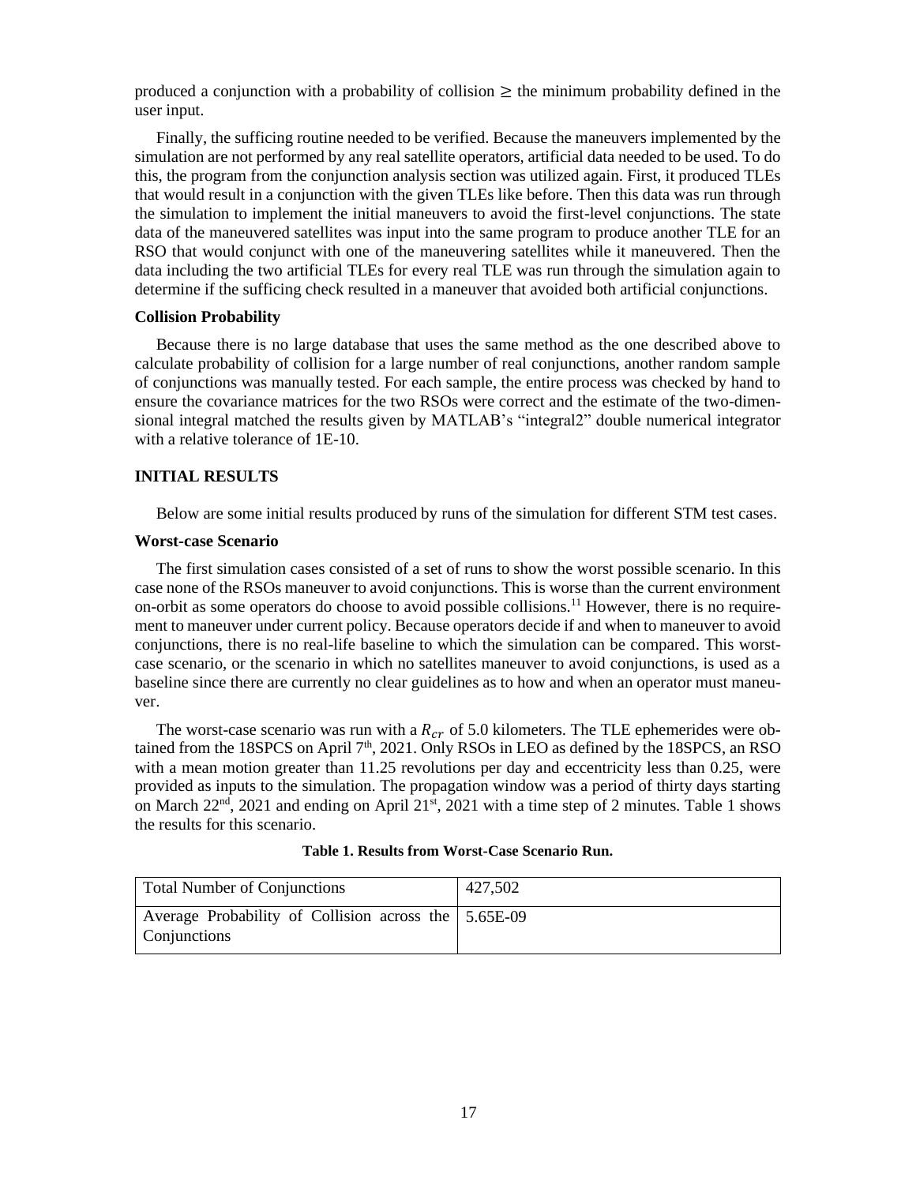produced a conjunction with a probability of collision ≥ the minimum probability defined in the user input.

Finally, the sufficing routine needed to be verified. Because the maneuvers implemented by the simulation are not performed by any real satellite operators, artificial data needed to be used. To do this, the program from the conjunction analysis section was utilized again. First, it produced TLEs that would result in a conjunction with the given TLEs like before. Then this data was run through the simulation to implement the initial maneuvers to avoid the first-level conjunctions. The state data of the maneuvered satellites was input into the same program to produce another TLE for an RSO that would conjunct with one of the maneuvering satellites while it maneuvered. Then the data including the two artificial TLEs for every real TLE was run through the simulation again to determine if the sufficing check resulted in a maneuver that avoided both artificial conjunctions.

**Collision Probability**

Because there is no large database that uses the same method as the one described above to calculate probability of collision for a large number of real conjunctions, another random sample of conjunctions was manually tested. For each sample, the entire process was checked by hand to ensure the covariance matrices for the two RSOs were correct and the estimate of the two-dimensional integral matched the results given by MATLAB's "integral2" double numerical integrator with a relative tolerance of 1E-10.

## INITIAL RESULTS

Below are some initial results produced by runs of the simulation for different STM test cases.

**Worst-case Scenario**

The first simulation cases consisted of a set of runs to show the worst possible scenario. In this case none of the RSOs maneuver to avoid conjunctions. This is worse than the current environment on-orbit as some operators do choose to avoid possible collisions.[11] However, there is no requirement to maneuver under current policy. Because operators decide if and when to maneuver to avoid conjunctions, there is no real-life baseline to which the simulation can be compared. This worst-case scenario, or the scenario in which no satellites maneuver to avoid conjunctions, is used as a baseline since there are currently no clear guidelines as to how and when an operator must maneuver.

The worst-case scenario was run with a $R_{cr}$ of 5.0 kilometers. The TLE ephemerides were obtained from the 18SPCS on April 7th, 2021. Only RSOs in LEO as defined by the 18SPCS, an RSO with a mean motion greater than 11.25 revolutions per day and eccentricity less than 0.25, were provided as inputs to the simulation. The propagation window was a period of thirty days starting on March 22nd, 2021 and ending on April 21st, 2021 with a time step of 2 minutes. Table 1 shows the results for this scenario.

**Table 1. Results from Worst-Case Scenario Run.**

| | |
|---|---|
| Total Number of Conjunctions | 427,502 |
| Average Probability of Collision across the Conjunctions | 5.65E-09 |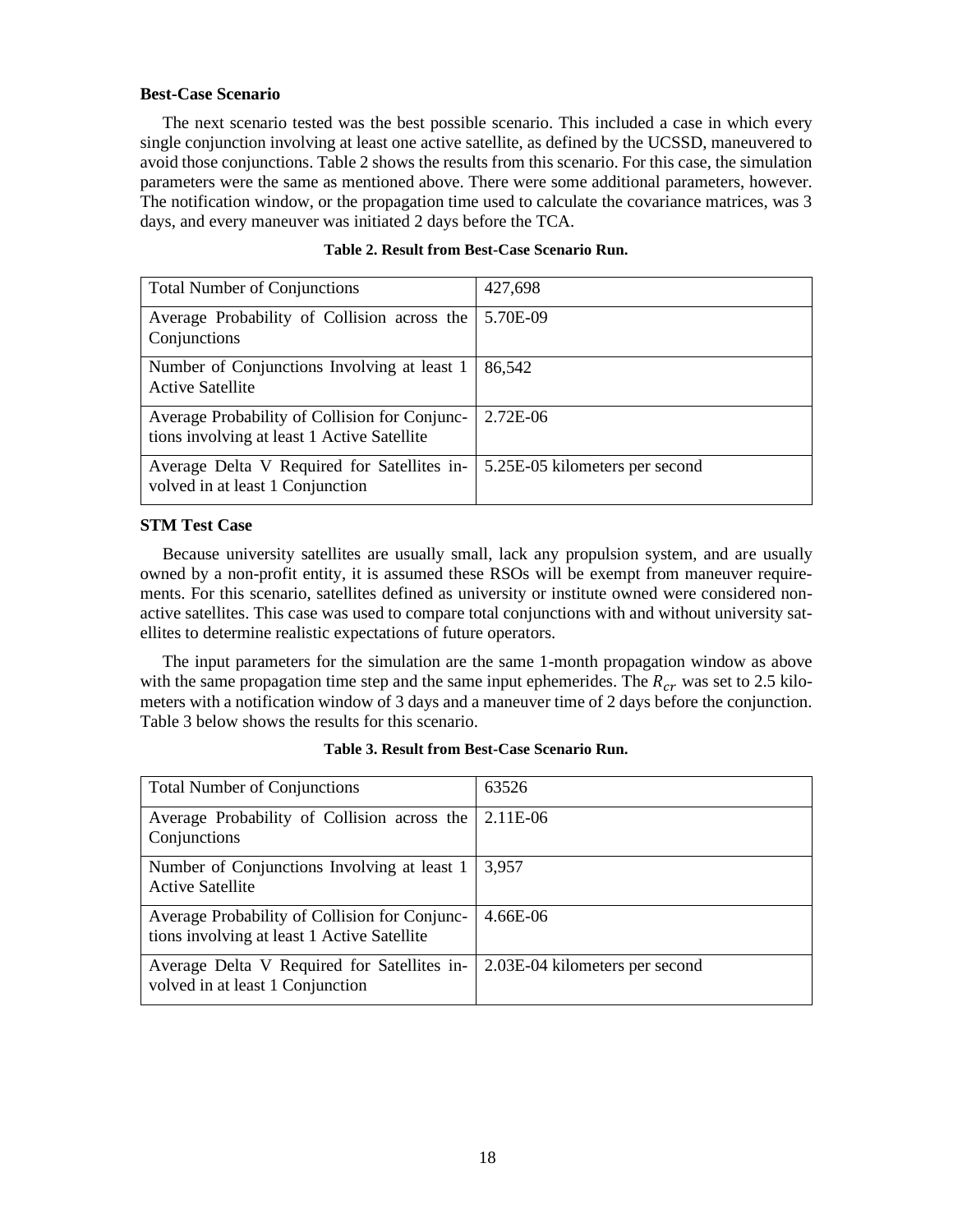### Best-Case Scenario

The next scenario tested was the best possible scenario. This included a case in which every single conjunction involving at least one active satellite, as defined by the UCSSD, maneuvered to avoid those conjunctions. Table 2 shows the results from this scenario. For this case, the simulation parameters were the same as mentioned above. There were some additional parameters, however. The notification window, or the propagation time used to calculate the covariance matrices, was 3 days, and every maneuver was initiated 2 days before the TCA.

**Table 2. Result from Best-Case Scenario Run.**

| | |
|---|---|
| Total Number of Conjunctions | 427,698 |
| Average Probability of Collision across the Conjunctions | 5.70E-09 |
| Number of Conjunctions Involving at least 1 Active Satellite | 86,542 |
| Average Probability of Collision for Conjunctions involving at least 1 Active Satellite | 2.72E-06 |
| Average Delta V Required for Satellites involved in at least 1 Conjunction | 5.25E-05 kilometers per second |

### STM Test Case

Because university satellites are usually small, lack any propulsion system, and are usually owned by a non-profit entity, it is assumed these RSOs will be exempt from maneuver requirements. For this scenario, satellites defined as university or institute owned were considered non-active satellites. This case was used to compare total conjunctions with and without university satellites to determine realistic expectations of future operators.

The input parameters for the simulation are the same 1-month propagation window as above with the same propagation time step and the same input ephemerides. The $R_{cr}$ was set to 2.5 kilometers with a notification window of 3 days and a maneuver time of 2 days before the conjunction. Table 3 below shows the results for this scenario.

**Table 3. Result from Best-Case Scenario Run.**

| | |
|---|---|
| Total Number of Conjunctions | 63526 |
| Average Probability of Collision across the Conjunctions | 2.11E-06 |
| Number of Conjunctions Involving at least 1 Active Satellite | 3,957 |
| Average Probability of Collision for Conjunctions involving at least 1 Active Satellite | 4.66E-06 |
| Average Delta V Required for Satellites involved in at least 1 Conjunction | 2.03E-04 kilometers per second |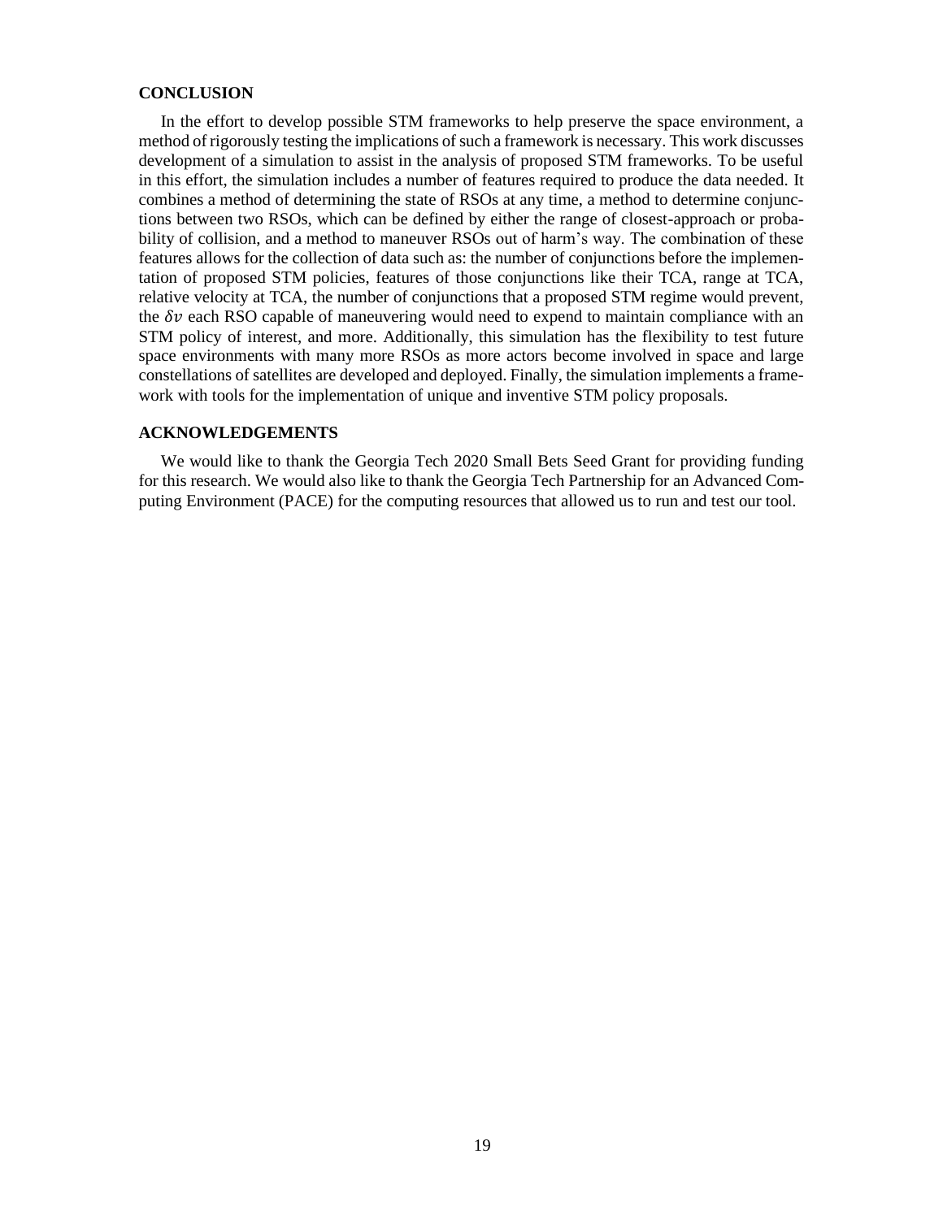## CONCLUSION

In the effort to develop possible STM frameworks to help preserve the space environment, a method of rigorously testing the implications of such a framework is necessary. This work discusses development of a simulation to assist in the analysis of proposed STM frameworks. To be useful in this effort, the simulation includes a number of features required to produce the data needed. It combines a method of determining the state of RSOs at any time, a method to determine conjunctions between two RSOs, which can be defined by either the range of closest-approach or probability of collision, and a method to maneuver RSOs out of harm's way. The combination of these features allows for the collection of data such as: the number of conjunctions before the implementation of proposed STM policies, features of those conjunctions like their TCA, range at TCA, relative velocity at TCA, the number of conjunctions that a proposed STM regime would prevent, the $\delta v$ each RSO capable of maneuvering would need to expend to maintain compliance with an STM policy of interest, and more. Additionally, this simulation has the flexibility to test future space environments with many more RSOs as more actors become involved in space and large constellations of satellites are developed and deployed. Finally, the simulation implements a framework with tools for the implementation of unique and inventive STM policy proposals.

## ACKNOWLEDGEMENTS

We would like to thank the Georgia Tech 2020 Small Bets Seed Grant for providing funding for this research. We would also like to thank the Georgia Tech Partnership for an Advanced Computing Environment (PACE) for the computing resources that allowed us to run and test our tool.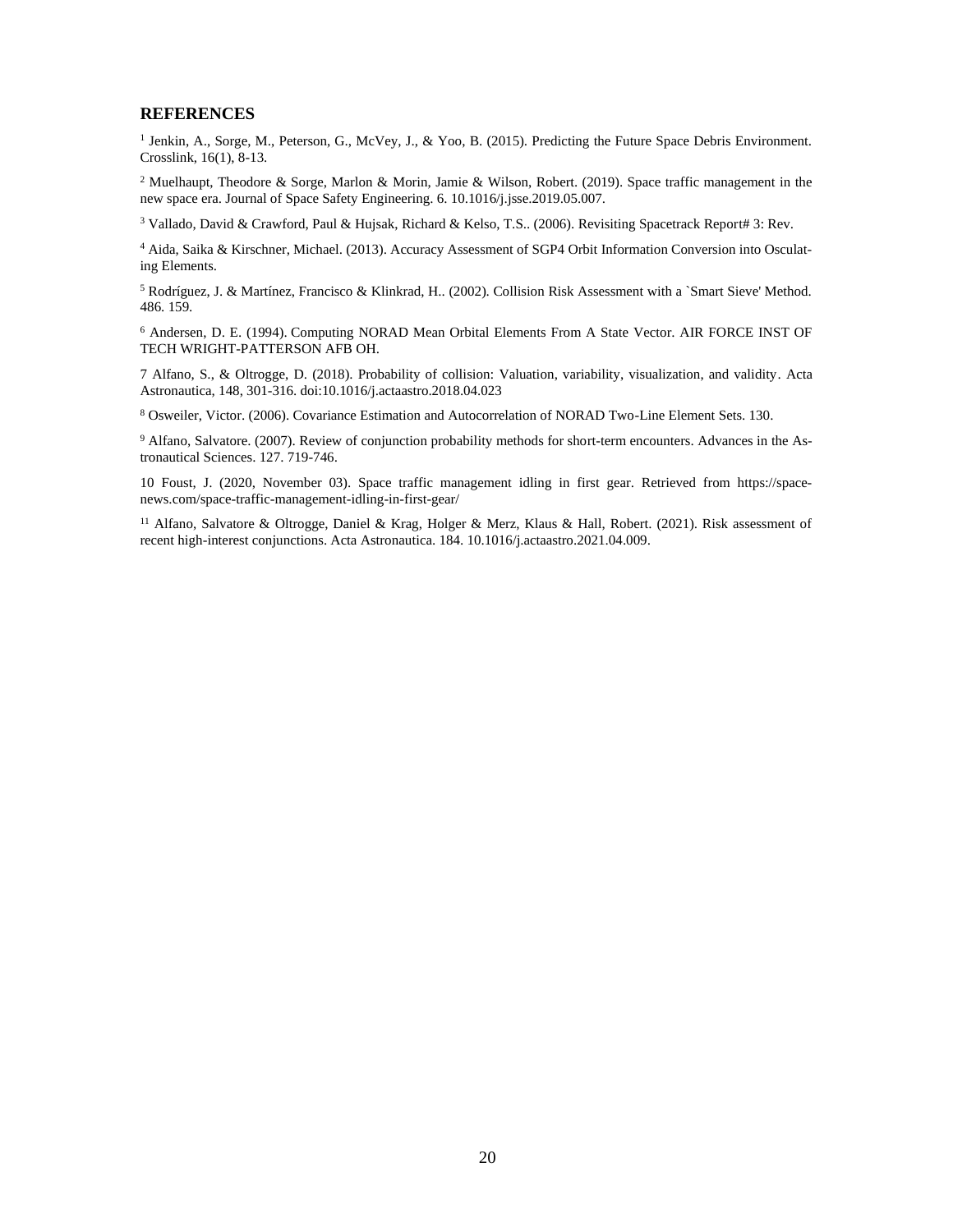## REFERENCES

[1] Jenkin, A., Sorge, M., Peterson, G., McVey, J., & Yoo, B. (2015). Predicting the Future Space Debris Environment. Crosslink, 16(1), 8-13.

[2] Muelhaupt, Theodore & Sorge, Marlon & Morin, Jamie & Wilson, Robert. (2019). Space traffic management in the new space era. Journal of Space Safety Engineering. 6. 10.1016/j.jsse.2019.05.007.

[3] Vallado, David & Crawford, Paul & Hujsak, Richard & Kelso, T.S.. (2006). Revisiting Spacetrack Report# 3: Rev.

[4] Aida, Saika & Kirschner, Michael. (2013). Accuracy Assessment of SGP4 Orbit Information Conversion into Osculating Elements.

[5] Rodríguez, J. & Martínez, Francisco & Klinkrad, H.. (2002). Collision Risk Assessment with a `Smart Sieve' Method. 486. 159.

[6] Andersen, D. E. (1994). Computing NORAD Mean Orbital Elements From A State Vector. AIR FORCE INST OF TECH WRIGHT-PATTERSON AFB OH.

7 Alfano, S., & Oltrogge, D. (2018). Probability of collision: Valuation, variability, visualization, and validity. Acta Astronautica, 148, 301-316. doi:10.1016/j.actaastro.2018.04.023

[8] Osweiler, Victor. (2006). Covariance Estimation and Autocorrelation of NORAD Two-Line Element Sets. 130.

[9] Alfano, Salvatore. (2007). Review of conjunction probability methods for short-term encounters. Advances in the Astronautical Sciences. 127. 719-746.

10 Foust, J. (2020, November 03). Space traffic management idling in first gear. Retrieved from https://spacenews.com/space-traffic-management-idling-in-first-gear/

[11] Alfano, Salvatore & Oltrogge, Daniel & Krag, Holger & Merz, Klaus & Hall, Robert. (2021). Risk assessment of recent high-interest conjunctions. Acta Astronautica. 184. 10.1016/j.actaastro.2021.04.009.